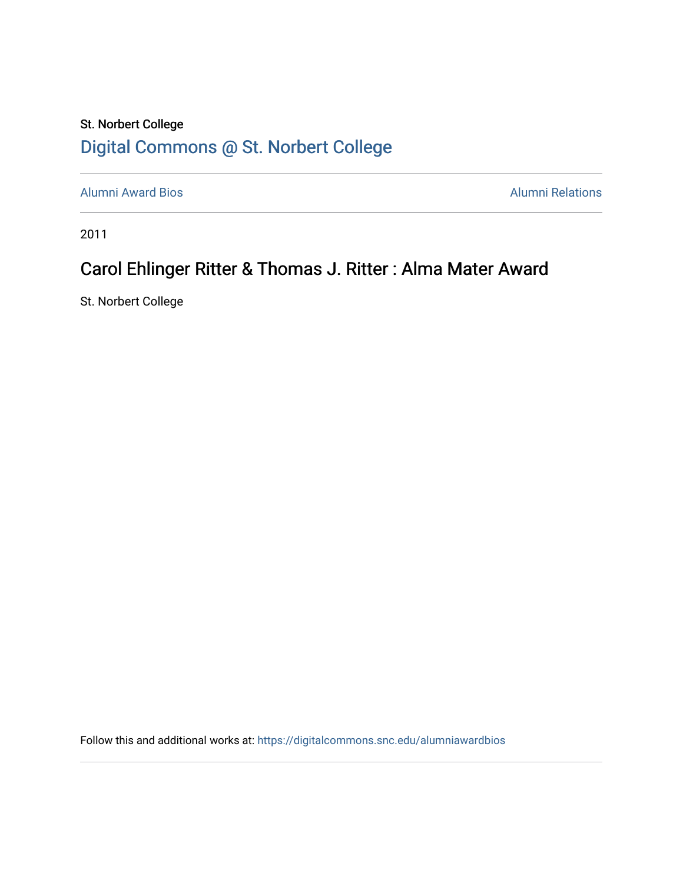St. Norbert College

Digital Commons @ St. Norbert College

Alumni Award Bios

Alumni Relations

2011

# Carol Ehlinger Ritter & Thomas J. Ritter : Alma Mater Award

St. Norbert College

Follow this and additional works at: https://digitalcommons.snc.edu/alumniawardbios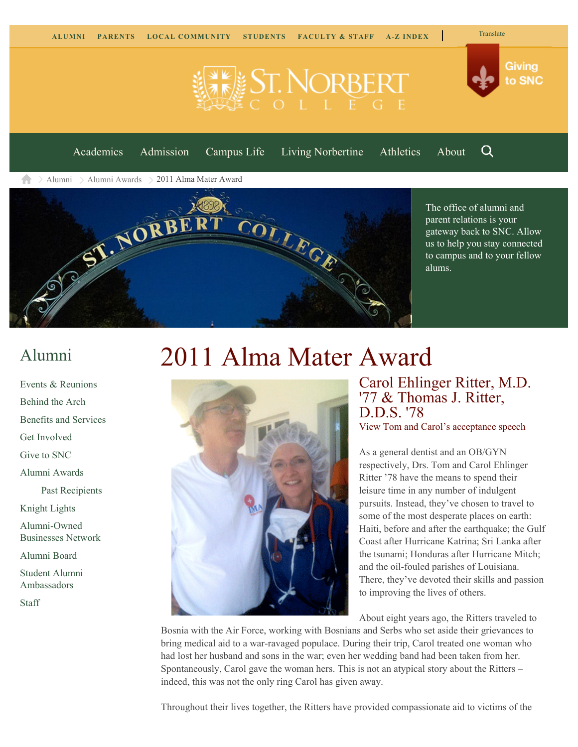ALUMNI PARENTS LOCAL COMMUNITY STUDENTS FACULTY & STAFF A-Z INDEX | Translate

Giving to SNC

Academics Admission Campus Life Living Norbertine Athletics About

Alumni > Alumni Awards > 2011 Alma Mater Award

The office of alumni and parent relations is your gateway back to SNC. Allow us to help you stay connected to campus and to your fellow alums.

## Alumni

- Events & Reunions
- Behind the Arch
- Benefits and Services
- Get Involved
- Give to SNC
- Alumni Awards
  - Past Recipients
- Knight Lights
- Alumni-Owned Businesses Network
- Alumni Board
- Student Alumni Ambassadors
- Staff

# 2011 Alma Mater Award

## Carol Ehlinger Ritter, M.D. '77 & Thomas J. Ritter, D.D.S. '78

View Tom and Carol's acceptance speech

As a general dentist and an OB/GYN respectively, Drs. Tom and Carol Ehlinger Ritter '78 have the means to spend their leisure time in any number of indulgent pursuits. Instead, they've chosen to travel to some of the most desperate places on earth: Haiti, before and after the earthquake; the Gulf Coast after Hurricane Katrina; Sri Lanka after the tsunami; Honduras after Hurricane Mitch; and the oil-fouled parishes of Louisiana. There, they've devoted their skills and passion to improving the lives of others.

About eight years ago, the Ritters traveled to Bosnia with the Air Force, working with Bosnians and Serbs who set aside their grievances to bring medical aid to a war-ravaged populace. During their trip, Carol treated one woman who had lost her husband and sons in the war; even her wedding band had been taken from her. Spontaneously, Carol gave the woman hers. This is not an atypical story about the Ritters – indeed, this was not the only ring Carol has given away.

Throughout their lives together, the Ritters have provided compassionate aid to victims of the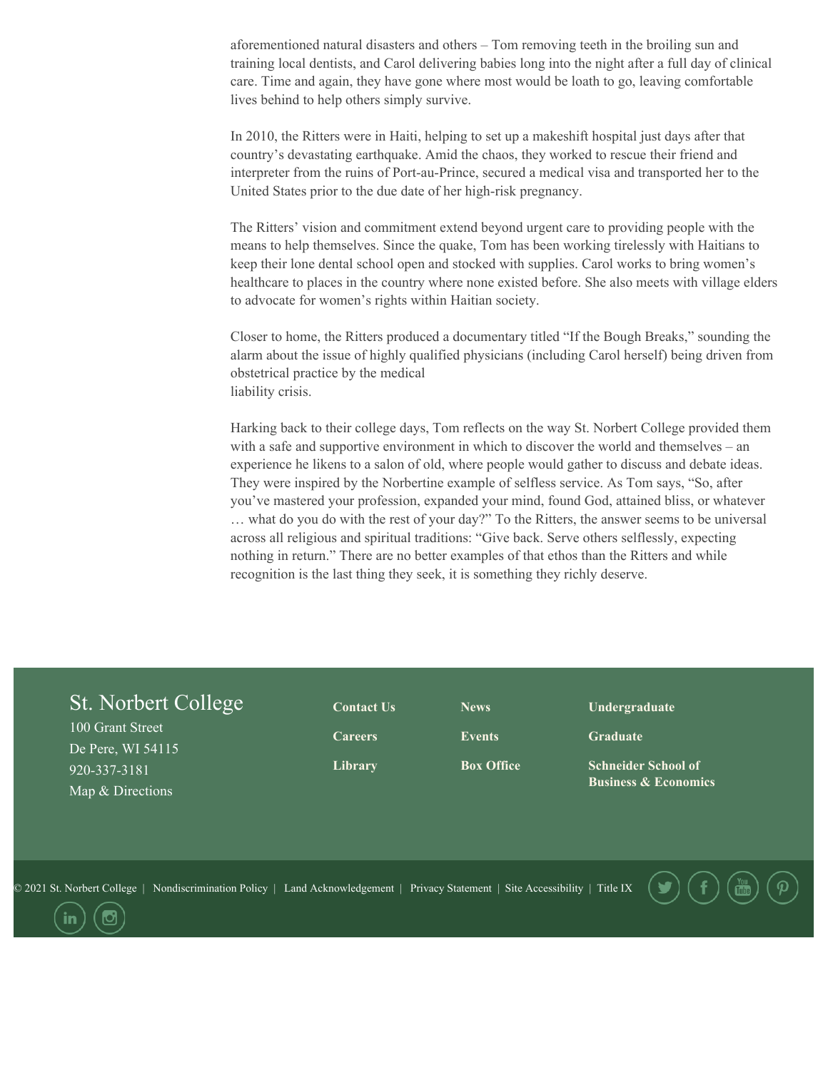aforementioned natural disasters and others – Tom removing teeth in the broiling sun and training local dentists, and Carol delivering babies long into the night after a full day of clinical care. Time and again, they have gone where most would be loath to go, leaving comfortable lives behind to help others simply survive.

In 2010, the Ritters were in Haiti, helping to set up a makeshift hospital just days after that country's devastating earthquake. Amid the chaos, they worked to rescue their friend and interpreter from the ruins of Port-au-Prince, secured a medical visa and transported her to the United States prior to the due date of her high-risk pregnancy.

The Ritters' vision and commitment extend beyond urgent care to providing people with the means to help themselves. Since the quake, Tom has been working tirelessly with Haitians to keep their lone dental school open and stocked with supplies. Carol works to bring women's healthcare to places in the country where none existed before. She also meets with village elders to advocate for women's rights within Haitian society.

Closer to home, the Ritters produced a documentary titled "If the Bough Breaks," sounding the alarm about the issue of highly qualified physicians (including Carol herself) being driven from obstetrical practice by the medical liability crisis.

Harking back to their college days, Tom reflects on the way St. Norbert College provided them with a safe and supportive environment in which to discover the world and themselves – an experience he likens to a salon of old, where people would gather to discuss and debate ideas. They were inspired by the Norbertine example of selfless service. As Tom says, "So, after you've mastered your profession, expanded your mind, found God, attained bliss, or whatever … what do you do with the rest of your day?" To the Ritters, the answer seems to be universal across all religious and spiritual traditions: "Give back. Serve others selflessly, expecting nothing in return." There are no better examples of that ethos than the Ritters and while recognition is the last thing they seek, it is something they richly deserve.

St. Norbert College
100 Grant Street
De Pere, WI 54115
920-337-3181
Map & Directions

**Contact Us** | **Careers** | **Library** | **News** | **Events** | **Box Office** | **Undergraduate** | **Graduate** | **Schneider School of Business & Economics**

© 2021 St. Norbert College | Nondiscrimination Policy | Land Acknowledgement | Privacy Statement | Site Accessibility | Title IX